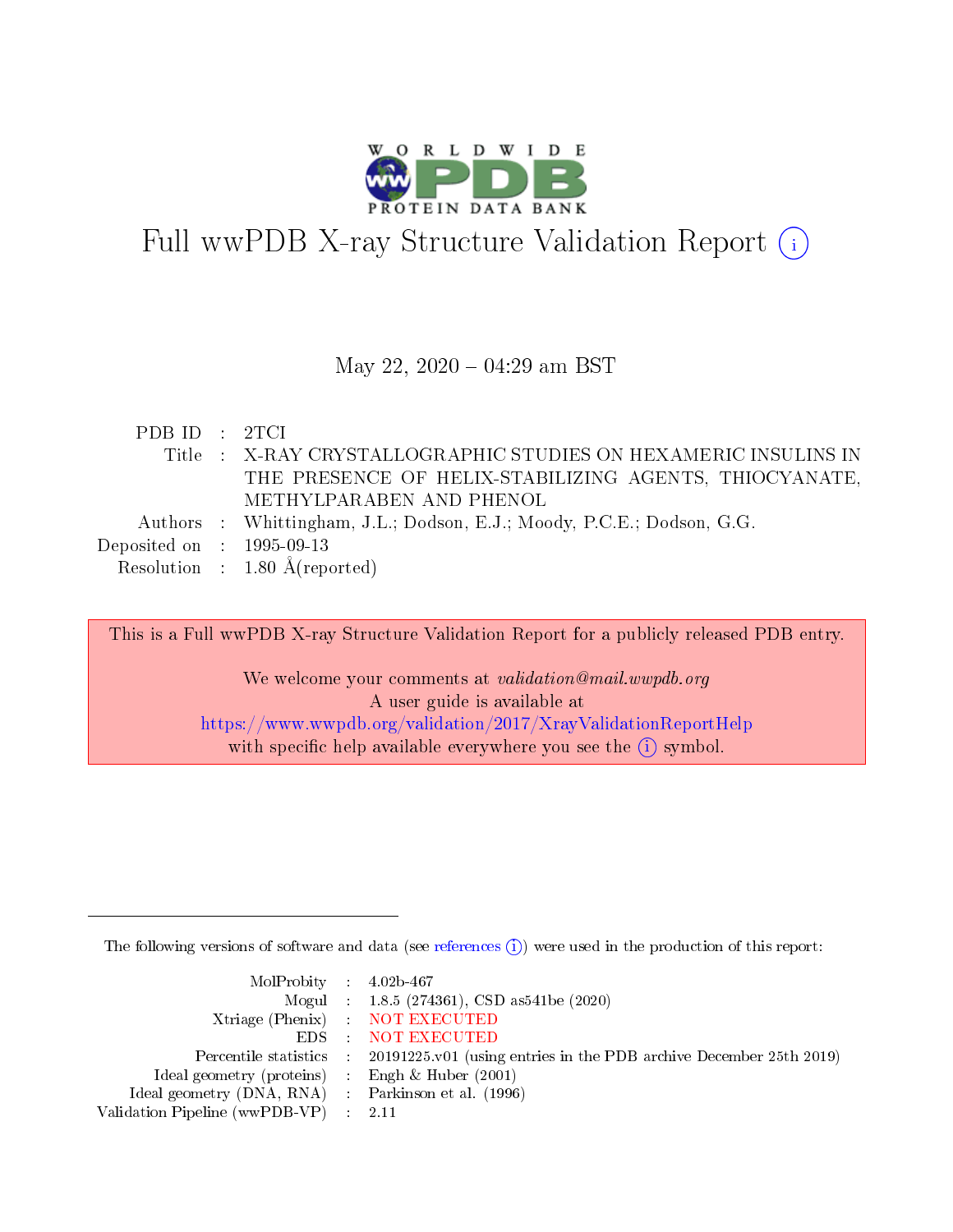# Full wwPDB X-ray Structure Validation Report (i)

May 22, 2020 – 04:29 am BST

| | | |
|---|---|---|
| PDB ID | : | 2TCI |
| Title | : | X-RAY CRYSTALLOGRAPHIC STUDIES ON HEXAMERIC INSULINS IN THE PRESENCE OF HELIX-STABILIZING AGENTS, THIOCYANATE, METHYLPARABEN AND PHENOL |
| Authors | : | Whittingham, J.L.; Dodson, E.J.; Moody, P.C.E.; Dodson, G.G. |
| Deposited on | : | 1995-09-13 |
| Resolution | : | 1.80 Å(reported) |

This is a Full wwPDB X-ray Structure Validation Report for a publicly released PDB entry.

We welcome your comments at *validation@mail.wwpdb.org*
A user guide is available at
https://www.wwpdb.org/validation/2017/XrayValidationReportHelp
with specific help available everywhere you see the (i) symbol.

---

The following versions of software and data (see references (i)) were used in the production of this report:

| | | |
|---|---|---|
| MolProbity | : | 4.02b-467 |
| Mogul | : | 1.8.5 (274361), CSD as541be (2020) |
| Xtriage (Phenix) | : | NOT EXECUTED |
| EDS | : | NOT EXECUTED |
| Percentile statistics | : | 20191225.v01 (using entries in the PDB archive December 25th 2019) |
| Ideal geometry (proteins) | : | Engh & Huber (2001) |
| Ideal geometry (DNA, RNA) | : | Parkinson et al. (1996) |
| Validation Pipeline (wwPDB-VP) | : | 2.11 |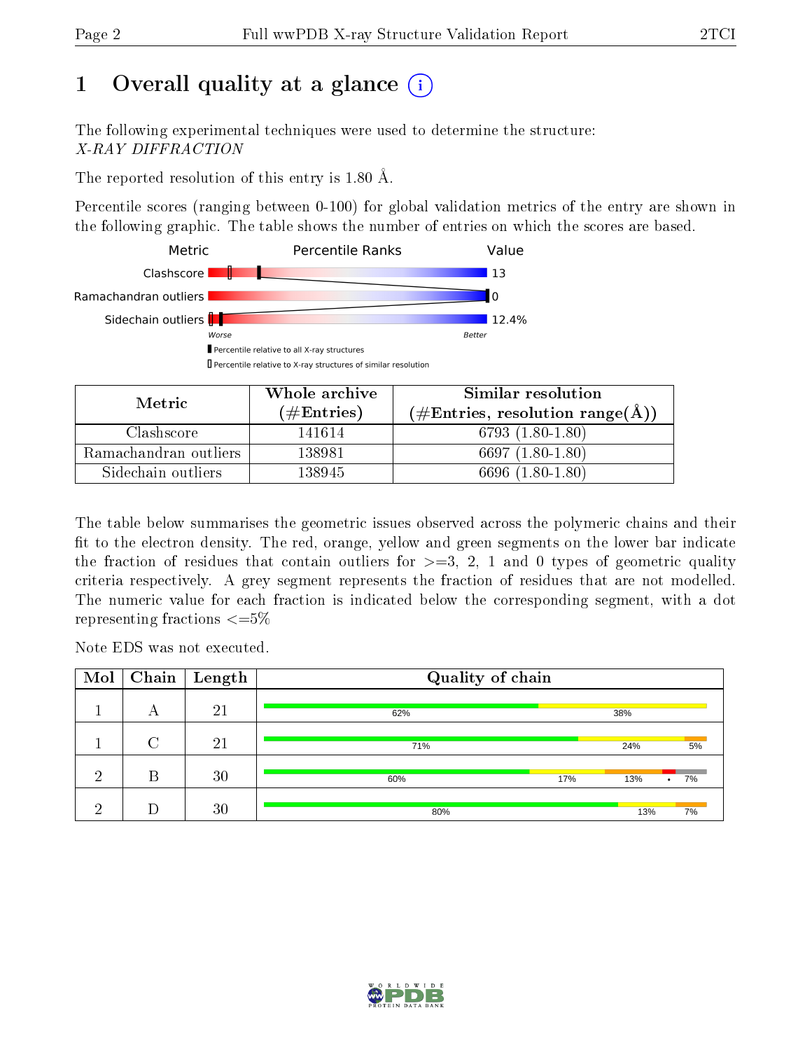# 1 Overall quality at a glance

The following experimental techniques were used to determine the structure:
*X-RAY DIFFRACTION*

The reported resolution of this entry is 1.80 Å.

Percentile scores (ranging between 0-100) for global validation metrics of the entry are shown in the following graphic. The table shows the number of entries on which the scores are based.

| Metric | Value |
|---|---|
| Clashscore | 13 |
| Ramachandran outliers | 0 |
| Sidechain outliers | 12.4% |

| Metric | Whole archive (#Entries) | Similar resolution (#Entries, resolution range(Å)) |
|---|---|---|
| Clashscore | 141614 | 6793 (1.80-1.80) |
| Ramachandran outliers | 138981 | 6697 (1.80-1.80) |
| Sidechain outliers | 138945 | 6696 (1.80-1.80) |

The table below summarises the geometric issues observed across the polymeric chains and their fit to the electron density. The red, orange, yellow and green segments on the lower bar indicate the fraction of residues that contain outliers for >=3, 2, 1 and 0 types of geometric quality criteria respectively. A grey segment represents the fraction of residues that are not modelled. The numeric value for each fraction is indicated below the corresponding segment, with a dot representing fractions <=5%

Note EDS was not executed.

| Mol | Chain | Length | Quality of chain |
|---|---|---|---|
| 1 | A | 21 | 62% · 38% |
| 1 | C | 21 | 71% · 24% · 5% |
| 2 | B | 30 | 60% · 17% · 13% · • · 7% |
| 2 | D | 30 | 80% · 13% · 7% |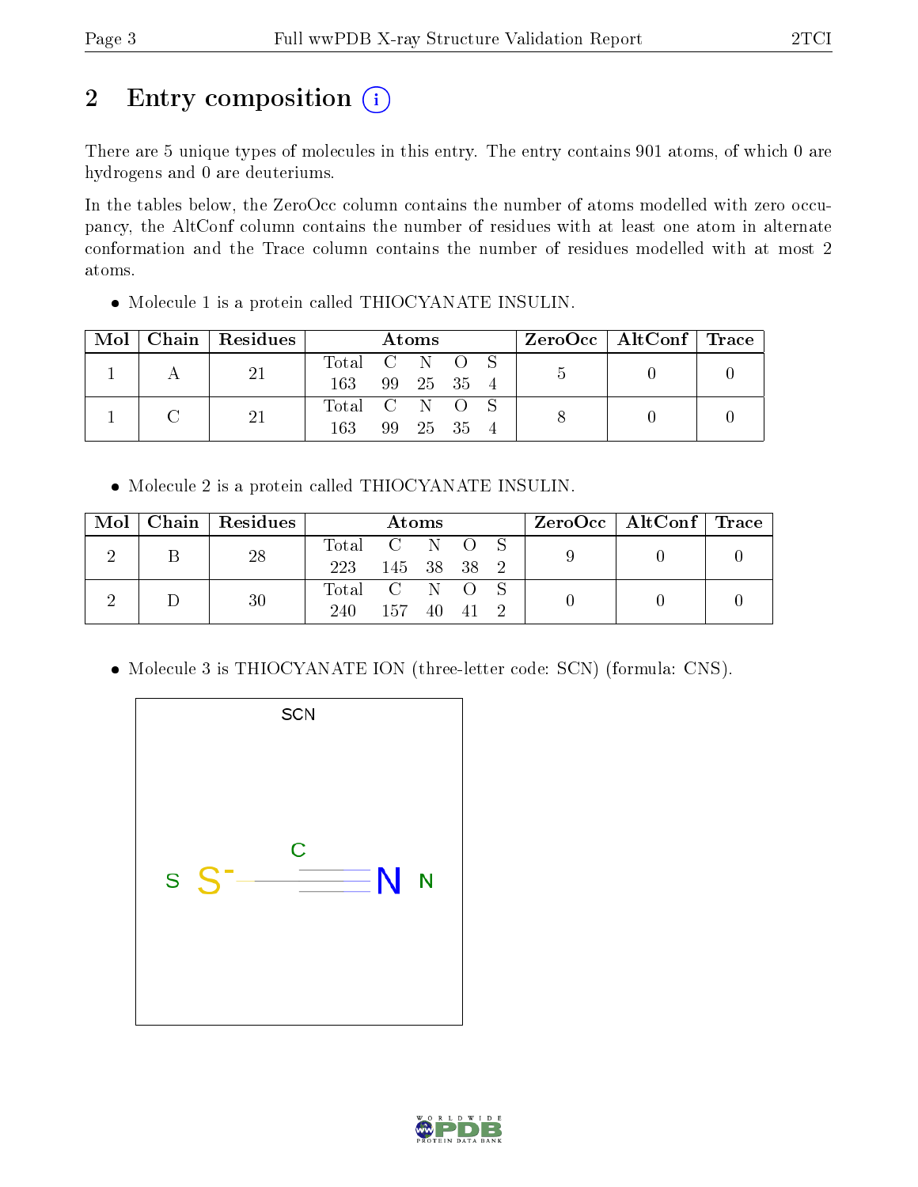# 2 Entry composition

There are 5 unique types of molecules in this entry. The entry contains 901 atoms, of which 0 are hydrogens and 0 are deuteriums.

In the tables below, the ZeroOcc column contains the number of atoms modelled with zero occupancy, the AltConf column contains the number of residues with at least one atom in alternate conformation and the Trace column contains the number of residues modelled with at most 2 atoms.

- Molecule 1 is a protein called THIOCYANATE INSULIN.

| Mol | Chain | Residues | Atoms | | | | | ZeroOcc | AltConf | Trace |
|---|---|---|---|---|---|---|---|---|---|---|
| | | | Total | C | N | O | S | | | |
| 1 | A | 21 | 163 | 99 | 25 | 35 | 4 | 5 | 0 | 0 |
| 1 | C | 21 | 163 | 99 | 25 | 35 | 4 | 8 | 0 | 0 |

- Molecule 2 is a protein called THIOCYANATE INSULIN.

| Mol | Chain | Residues | Atoms | | | | | ZeroOcc | AltConf | Trace |
|---|---|---|---|---|---|---|---|---|---|---|
| | | | Total | C | N | O | S | | | |
| 2 | B | 28 | 223 | 145 | 38 | 38 | 2 | 9 | 0 | 0 |
| 2 | D | 30 | 240 | 157 | 40 | 41 | 2 | 0 | 0 | 0 |

- Molecule 3 is THIOCYANATE ION (three-letter code: SCN) (formula: CNS).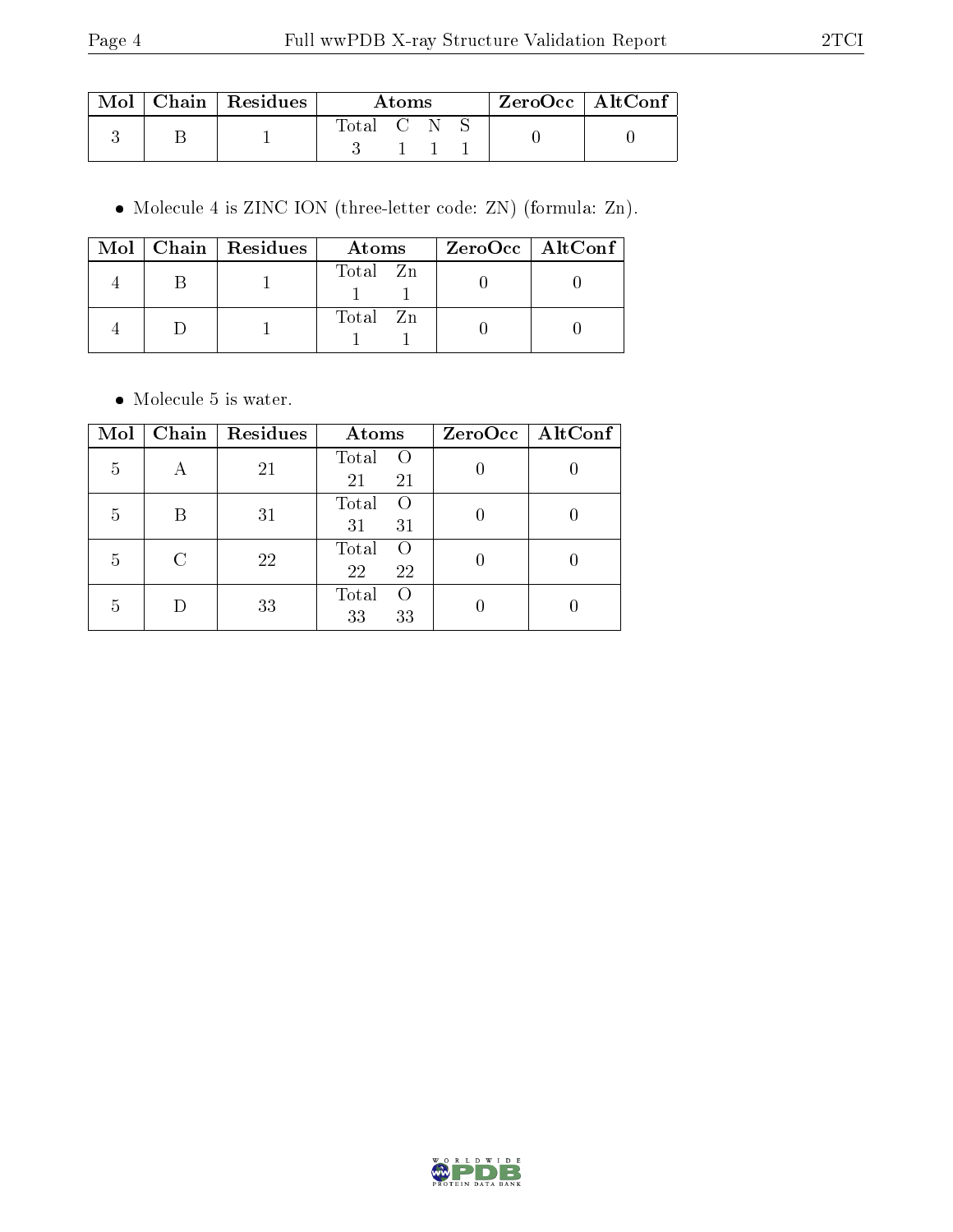| Mol | Chain | Residues | Atoms | | | | ZeroOcc | AltConf |
|---|---|---|---|---|---|---|---|---|
| | | | Total | C | N | S | | |
| 3 | B | 1 | 3 | 1 | 1 | 1 | 0 | 0 |

- Molecule 4 is ZINC ION (three-letter code: ZN) (formula: Zn).

| Mol | Chain | Residues | Atoms | | ZeroOcc | AltConf |
|---|---|---|---|---|---|---|
| | | | Total | Zn | | |
| 4 | B | 1 | 1 | 1 | 0 | 0 |
| 4 | D | 1 | 1 | 1 | 0 | 0 |

- Molecule 5 is water.

| Mol | Chain | Residues | Atoms | | ZeroOcc | AltConf |
|---|---|---|---|---|---|---|
| | | | Total | O | | |
| 5 | A | 21 | 21 | 21 | 0 | 0 |
| 5 | B | 31 | 31 | 31 | 0 | 0 |
| 5 | C | 22 | 22 | 22 | 0 | 0 |
| 5 | D | 33 | 33 | 33 | 0 | 0 |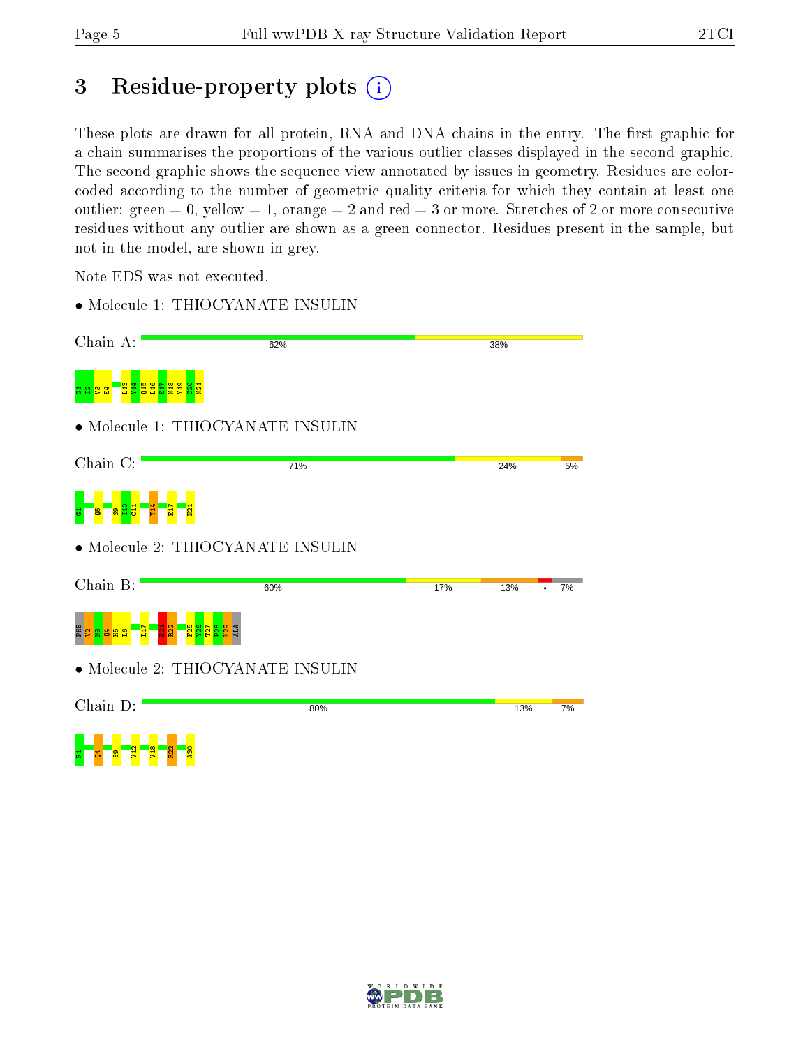# 3 Residue-property plots

These plots are drawn for all protein, RNA and DNA chains in the entry. The first graphic for a chain summarises the proportions of the various outlier classes displayed in the second graphic. The second graphic shows the sequence view annotated by issues in geometry. Residues are color-coded according to the number of geometric quality criteria for which they contain at least one outlier: green = 0, yellow = 1, orange = 2 and red = 3 or more. Stretches of 2 or more consecutive residues without any outlier are shown as a green connector. Residues present in the sample, but not in the model, are shown in grey.

Note EDS was not executed.

- Molecule 1: THIOCYANATE INSULIN

Chain A: 62% 38%

G1 I2 V3 E4 L13 Y14 Q15 L16 E17 N18 Y19 C20 N21

- Molecule 1: THIOCYANATE INSULIN

Chain C: 71% 24% 5%

G1 Q5 S9 I10 C11 Y14 E17 N21

- Molecule 2: THIOCYANATE INSULIN

Chain B: 60% 17% 13% • 7%

PHE V2 N3 Q4 H5 L6 L17 E21 R22 F25 Y26 T27 P28 K29 ALA

- Molecule 2: THIOCYANATE INSULIN

Chain D: 80% 13% 7%

F1 Q4 S9 V12 V18 R22 A30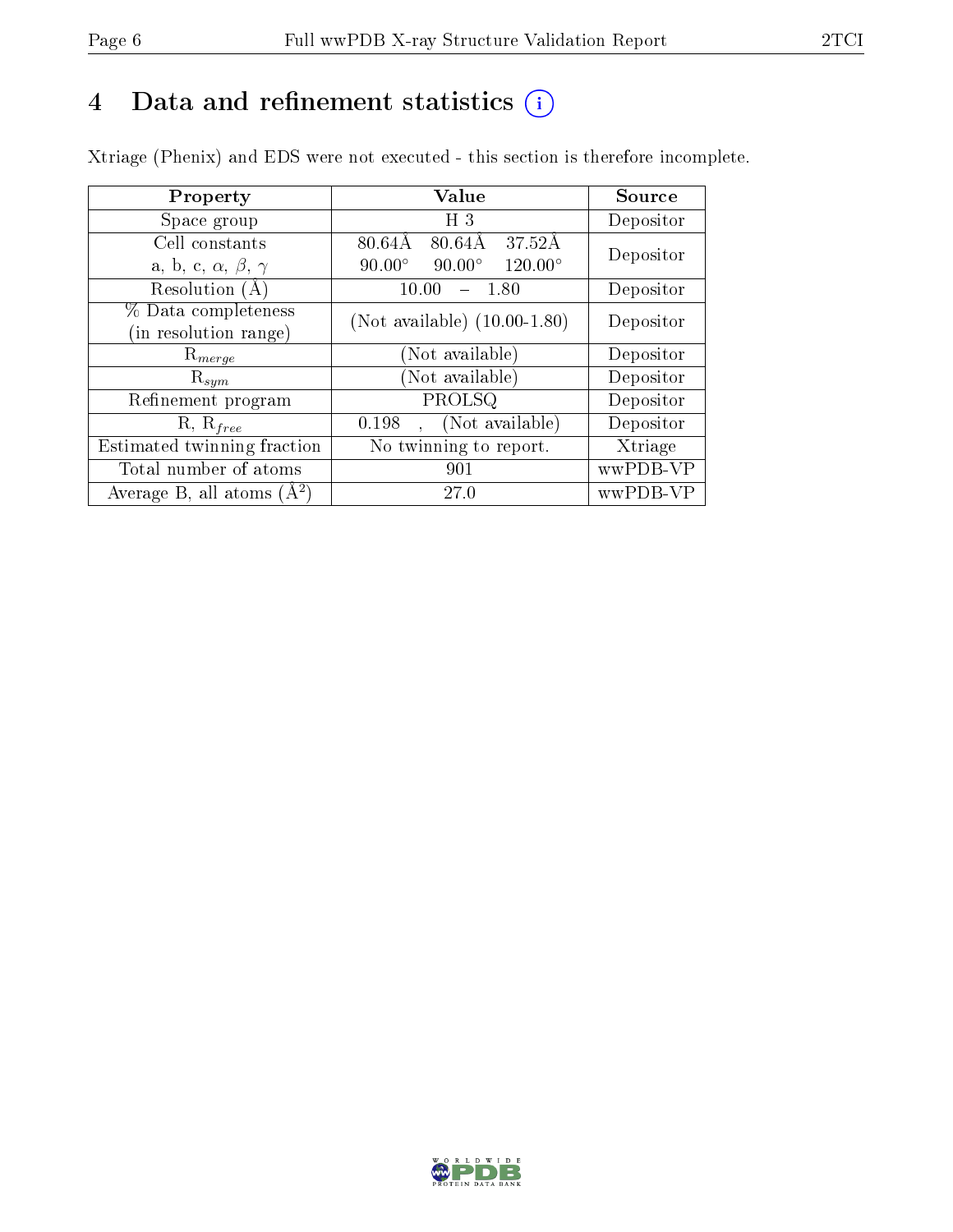# 4 Data and refinement statistics

Xtriage (Phenix) and EDS were not executed - this section is therefore incomplete.

| Property | Value | Source |
|---|---|---|
| Space group | H 3 | Depositor |
| Cell constants<br>a, b, c, $\alpha$, $\beta$, $\gamma$ | 80.64Å 80.64Å 37.52Å<br>90.00° 90.00° 120.00° | Depositor |
| Resolution (Å) | 10.00 – 1.80 | Depositor |
| % Data completeness<br>(in resolution range) | (Not available) (10.00-1.80) | Depositor |
| $R_{merge}$ | (Not available) | Depositor |
| $R_{sym}$ | (Not available) | Depositor |
| Refinement program | PROLSQ | Depositor |
| R, $R_{free}$ | 0.198 , (Not available) | Depositor |
| Estimated twinning fraction | No twinning to report. | Xtriage |
| Total number of atoms | 901 | wwPDB-VP |
| Average B, all atoms (Å$^2$) | 27.0 | wwPDB-VP |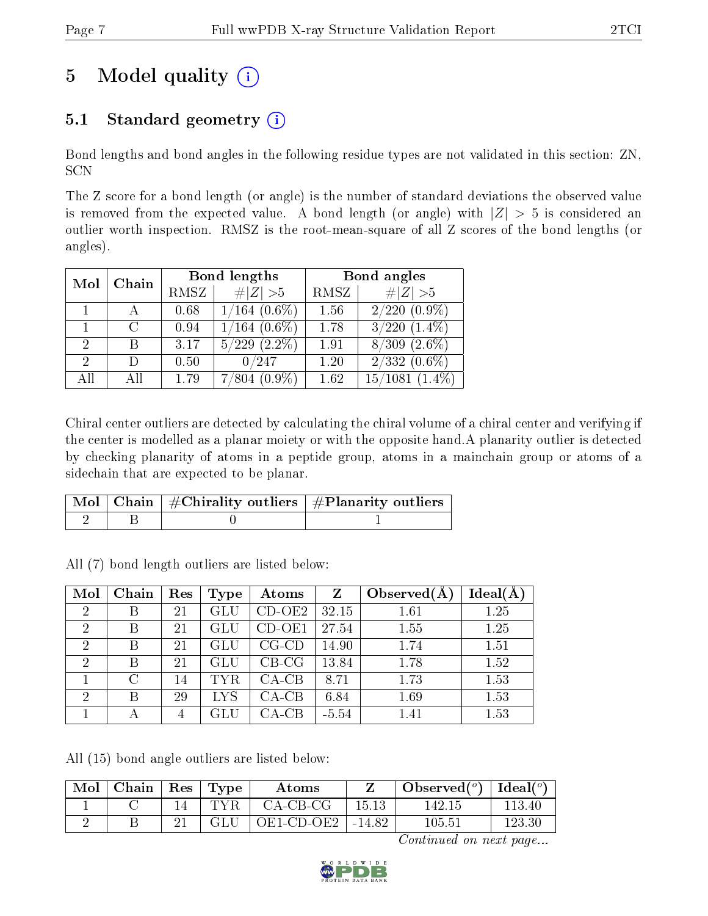# 5 Model quality (i)

## 5.1 Standard geometry (i)

Bond lengths and bond angles in the following residue types are not validated in this section: ZN, SCN

The Z score for a bond length (or angle) is the number of standard deviations the observed value is removed from the expected value. A bond length (or angle) with $|Z| > 5$ is considered an outlier worth inspection. RMSZ is the root-mean-square of all Z scores of the bond lengths (or angles).

| Mol | Chain | Bond lengths | | Bond angles | |
|---|---|---|---|---|---|
| | | RMSZ | #\|Z\| >5 | RMSZ | #\|Z\| >5 |
| 1 | A | 0.68 | 1/164 (0.6%) | 1.56 | 2/220 (0.9%) |
| 1 | C | 0.94 | 1/164 (0.6%) | 1.78 | 3/220 (1.4%) |
| 2 | B | 3.17 | 5/229 (2.2%) | 1.91 | 8/309 (2.6%) |
| 2 | D | 0.50 | 0/247 | 1.20 | 2/332 (0.6%) |
| All | All | 1.79 | 7/804 (0.9%) | 1.62 | 15/1081 (1.4%) |

Chiral center outliers are detected by calculating the chiral volume of a chiral center and verifying if the center is modelled as a planar moiety or with the opposite hand.A planarity outlier is detected by checking planarity of atoms in a peptide group, atoms in a mainchain group or atoms of a sidechain that are expected to be planar.

| Mol | Chain | #Chirality outliers | #Planarity outliers |
|---|---|---|---|
| 2 | B | 0 | 1 |

All (7) bond length outliers are listed below:

| Mol | Chain | Res | Type | Atoms | Z | Observed(Å) | Ideal(Å) |
|---|---|---|---|---|---|---|---|
| 2 | B | 21 | GLU | CD-OE2 | 32.15 | 1.61 | 1.25 |
| 2 | B | 21 | GLU | CD-OE1 | 27.54 | 1.55 | 1.25 |
| 2 | B | 21 | GLU | CG-CD | 14.90 | 1.74 | 1.51 |
| 2 | B | 21 | GLU | CB-CG | 13.84 | 1.78 | 1.52 |
| 1 | C | 14 | TYR | CA-CB | 8.71 | 1.73 | 1.53 |
| 2 | B | 29 | LYS | CA-CB | 6.84 | 1.69 | 1.53 |
| 1 | A | 4 | GLU | CA-CB | -5.54 | 1.41 | 1.53 |

All (15) bond angle outliers are listed below:

| Mol | Chain | Res | Type | Atoms | Z | Observed(°) | Ideal(°) |
|---|---|---|---|---|---|---|---|
| 1 | C | 14 | TYR | CA-CB-CG | 15.13 | 142.15 | 113.40 |
| 2 | B | 21 | GLU | OE1-CD-OE2 | -14.82 | 105.51 | 123.30 |

*Continued on next page...*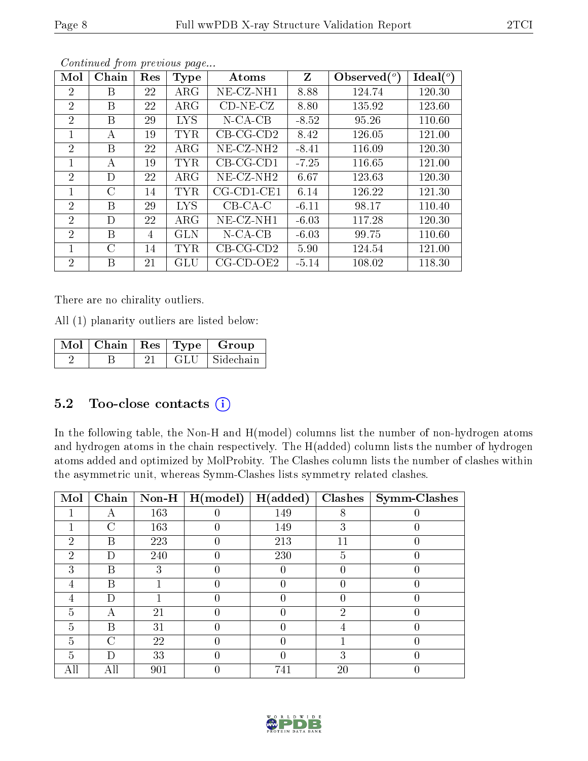*Continued from previous page...*

| Mol | Chain | Res | Type | Atoms | Z | Observed(°) | Ideal(°) |
|---|---|---|---|---|---|---|---|
| 2 | B | 22 | ARG | NE-CZ-NH1 | 8.88 | 124.74 | 120.30 |
| 2 | B | 22 | ARG | CD-NE-CZ | 8.80 | 135.92 | 123.60 |
| 2 | B | 29 | LYS | N-CA-CB | -8.52 | 95.26 | 110.60 |
| 1 | A | 19 | TYR | CB-CG-CD2 | 8.42 | 126.05 | 121.00 |
| 2 | B | 22 | ARG | NE-CZ-NH2 | -8.41 | 116.09 | 120.30 |
| 1 | A | 19 | TYR | CB-CG-CD1 | -7.25 | 116.65 | 121.00 |
| 2 | D | 22 | ARG | NE-CZ-NH2 | 6.67 | 123.63 | 120.30 |
| 1 | C | 14 | TYR | CG-CD1-CE1 | 6.14 | 126.22 | 121.30 |
| 2 | B | 29 | LYS | CB-CA-C | -6.11 | 98.17 | 110.40 |
| 2 | D | 22 | ARG | NE-CZ-NH1 | -6.03 | 117.28 | 120.30 |
| 2 | B | 4 | GLN | N-CA-CB | -6.03 | 99.75 | 110.60 |
| 1 | C | 14 | TYR | CB-CG-CD2 | 5.90 | 124.54 | 121.00 |
| 2 | B | 21 | GLU | CG-CD-OE2 | -5.14 | 108.02 | 118.30 |

There are no chirality outliers.

All (1) planarity outliers are listed below:

| Mol | Chain | Res | Type | Group |
|---|---|---|---|---|
| 2 | B | 21 | GLU | Sidechain |

## 5.2 Too-close contacts (i)

In the following table, the Non-H and H(model) columns list the number of non-hydrogen atoms and hydrogen atoms in the chain respectively. The H(added) column lists the number of hydrogen atoms added and optimized by MolProbity. The Clashes column lists the number of clashes within the asymmetric unit, whereas Symm-Clashes lists symmetry related clashes.

| Mol | Chain | Non-H | H(model) | H(added) | Clashes | Symm-Clashes |
|---|---|---|---|---|---|---|
| 1 | A | 163 | 0 | 149 | 8 | 0 |
| 1 | C | 163 | 0 | 149 | 3 | 0 |
| 2 | B | 223 | 0 | 213 | 11 | 0 |
| 2 | D | 240 | 0 | 230 | 5 | 0 |
| 3 | B | 3 | 0 | 0 | 0 | 0 |
| 4 | B | 1 | 0 | 0 | 0 | 0 |
| 4 | D | 1 | 0 | 0 | 0 | 0 |
| 5 | A | 21 | 0 | 0 | 2 | 0 |
| 5 | B | 31 | 0 | 0 | 4 | 0 |
| 5 | C | 22 | 0 | 0 | 1 | 0 |
| 5 | D | 33 | 0 | 0 | 3 | 0 |
| All | All | 901 | 0 | 741 | 20 | 0 |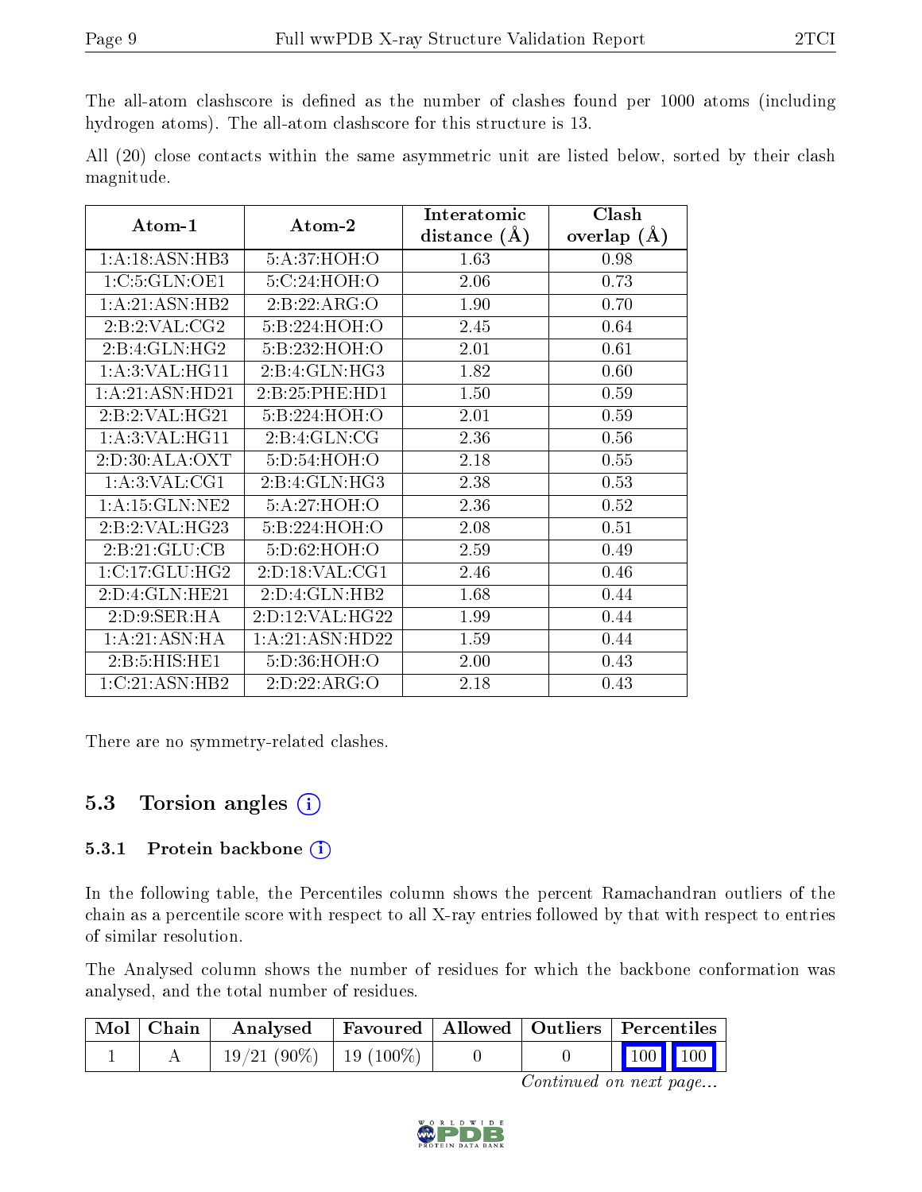The all-atom clashscore is defined as the number of clashes found per 1000 atoms (including hydrogen atoms). The all-atom clashscore for this structure is 13.

All (20) close contacts within the same asymmetric unit are listed below, sorted by their clash magnitude.

| Atom-1 | Atom-2 | Interatomic distance (Å) | Clash overlap (Å) |
|---|---|---|---|
| 1:A:18:ASN:HB3 | 5:A:37:HOH:O | 1.63 | 0.98 |
| 1:C:5:GLN:OE1 | 5:C:24:HOH:O | 2.06 | 0.73 |
| 1:A:21:ASN:HB2 | 2:B:22:ARG:O | 1.90 | 0.70 |
| 2:B:2:VAL:CG2 | 5:B:224:HOH:O | 2.45 | 0.64 |
| 2:B:4:GLN:HG2 | 5:B:232:HOH:O | 2.01 | 0.61 |
| 1:A:3:VAL:HG11 | 2:B:4:GLN:HG3 | 1.82 | 0.60 |
| 1:A:21:ASN:HD21 | 2:B:25:PHE:HD1 | 1.50 | 0.59 |
| 2:B:2:VAL:HG21 | 5:B:224:HOH:O | 2.01 | 0.59 |
| 1:A:3:VAL:HG11 | 2:B:4:GLN:CG | 2.36 | 0.56 |
| 2:D:30:ALA:OXT | 5:D:54:HOH:O | 2.18 | 0.55 |
| 1:A:3:VAL:CG1 | 2:B:4:GLN:HG3 | 2.38 | 0.53 |
| 1:A:15:GLN:NE2 | 5:A:27:HOH:O | 2.36 | 0.52 |
| 2:B:2:VAL:HG23 | 5:B:224:HOH:O | 2.08 | 0.51 |
| 2:B:21:GLU:CB | 5:D:62:HOH:O | 2.59 | 0.49 |
| 1:C:17:GLU:HG2 | 2:D:18:VAL:CG1 | 2.46 | 0.46 |
| 2:D:4:GLN:HE21 | 2:D:4:GLN:HB2 | 1.68 | 0.44 |
| 2:D:9:SER:HA | 2:D:12:VAL:HG22 | 1.99 | 0.44 |
| 1:A:21:ASN:HA | 1:A:21:ASN:HD22 | 1.59 | 0.44 |
| 2:B:5:HIS:HE1 | 5:D:36:HOH:O | 2.00 | 0.43 |
| 1:C:21:ASN:HB2 | 2:D:22:ARG:O | 2.18 | 0.43 |

There are no symmetry-related clashes.

## 5.3 Torsion angles

### 5.3.1 Protein backbone

In the following table, the Percentiles column shows the percent Ramachandran outliers of the chain as a percentile score with respect to all X-ray entries followed by that with respect to entries of similar resolution.

The Analysed column shows the number of residues for which the backbone conformation was analysed, and the total number of residues.

| Mol | Chain | Analysed | Favoured | Allowed | Outliers | Percentiles | |
|---|---|---|---|---|---|---|---|
| 1 | A | 19/21 (90%) | 19 (100%) | 0 | 0 | 100 | 100 |

*Continued on next page...*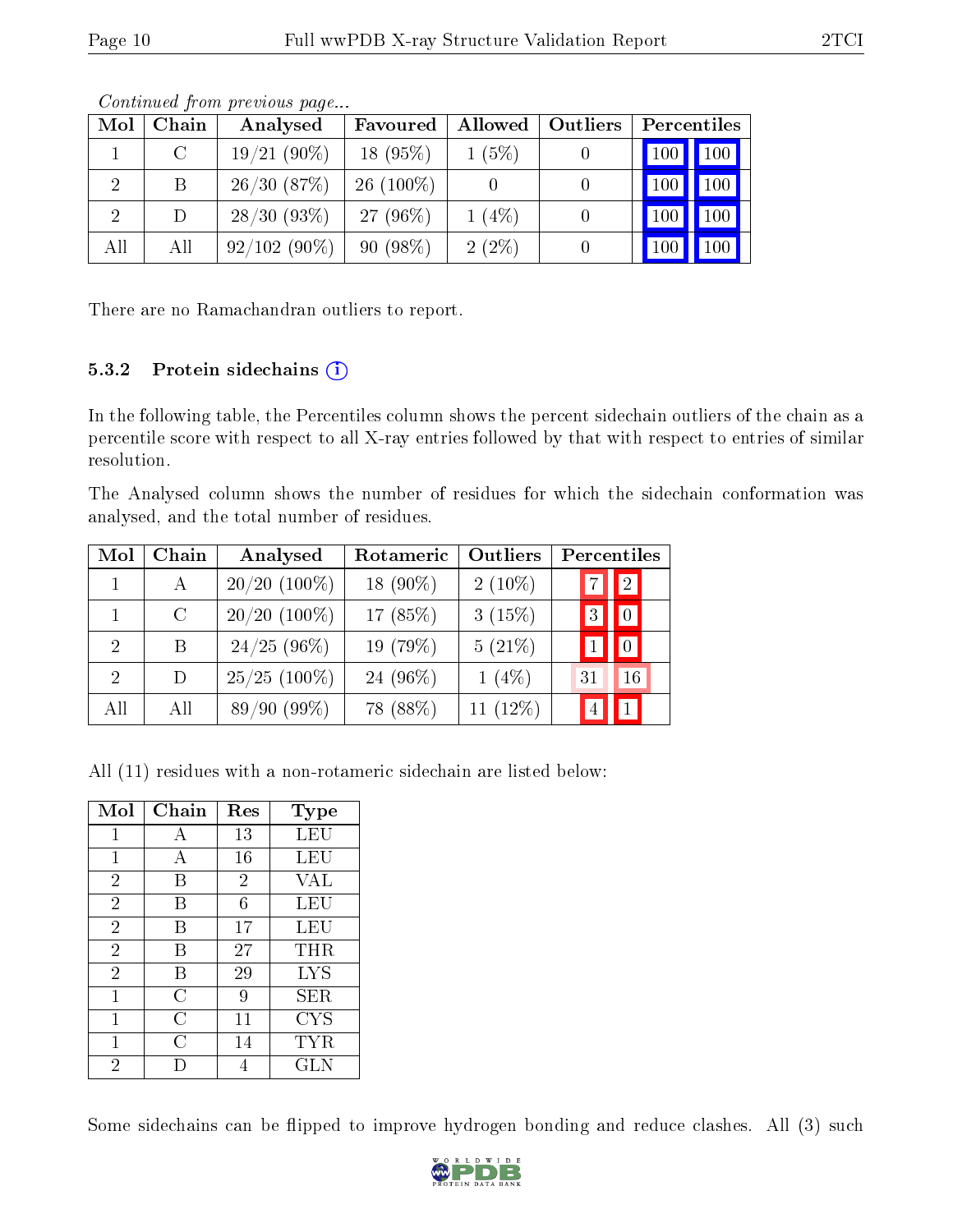*Continued from previous page...*

| Mol | Chain | Analysed | Favoured | Allowed | Outliers | Percentiles | |
|---|---|---|---|---|---|---|---|
| 1 | C | 19/21 (90%) | 18 (95%) | 1 (5%) | 0 | 100 | 100 |
| 2 | B | 26/30 (87%) | 26 (100%) | 0 | 0 | 100 | 100 |
| 2 | D | 28/30 (93%) | 27 (96%) | 1 (4%) | 0 | 100 | 100 |
| All | All | 92/102 (90%) | 90 (98%) | 2 (2%) | 0 | 100 | 100 |

There are no Ramachandran outliers to report.

### 5.3.2 Protein sidechains

In the following table, the Percentiles column shows the percent sidechain outliers of the chain as a percentile score with respect to all X-ray entries followed by that with respect to entries of similar resolution.

The Analysed column shows the number of residues for which the sidechain conformation was analysed, and the total number of residues.

| Mol | Chain | Analysed | Rotameric | Outliers | Percentiles | |
|---|---|---|---|---|---|---|
| 1 | A | 20/20 (100%) | 18 (90%) | 2 (10%) | 7 | 2 |
| 1 | C | 20/20 (100%) | 17 (85%) | 3 (15%) | 3 | 0 |
| 2 | B | 24/25 (96%) | 19 (79%) | 5 (21%) | 1 | 0 |
| 2 | D | 25/25 (100%) | 24 (96%) | 1 (4%) | 31 | 16 |
| All | All | 89/90 (99%) | 78 (88%) | 11 (12%) | 4 | 1 |

All (11) residues with a non-rotameric sidechain are listed below:

| Mol | Chain | Res | Type |
|---|---|---|---|
| 1 | A | 13 | LEU |
| 1 | A | 16 | LEU |
| 2 | B | 2 | VAL |
| 2 | B | 6 | LEU |
| 2 | B | 17 | LEU |
| 2 | B | 27 | THR |
| 2 | B | 29 | LYS |
| 1 | C | 9 | SER |
| 1 | C | 11 | CYS |
| 1 | C | 14 | TYR |
| 2 | D | 4 | GLN |

Some sidechains can be flipped to improve hydrogen bonding and reduce clashes. All (3) such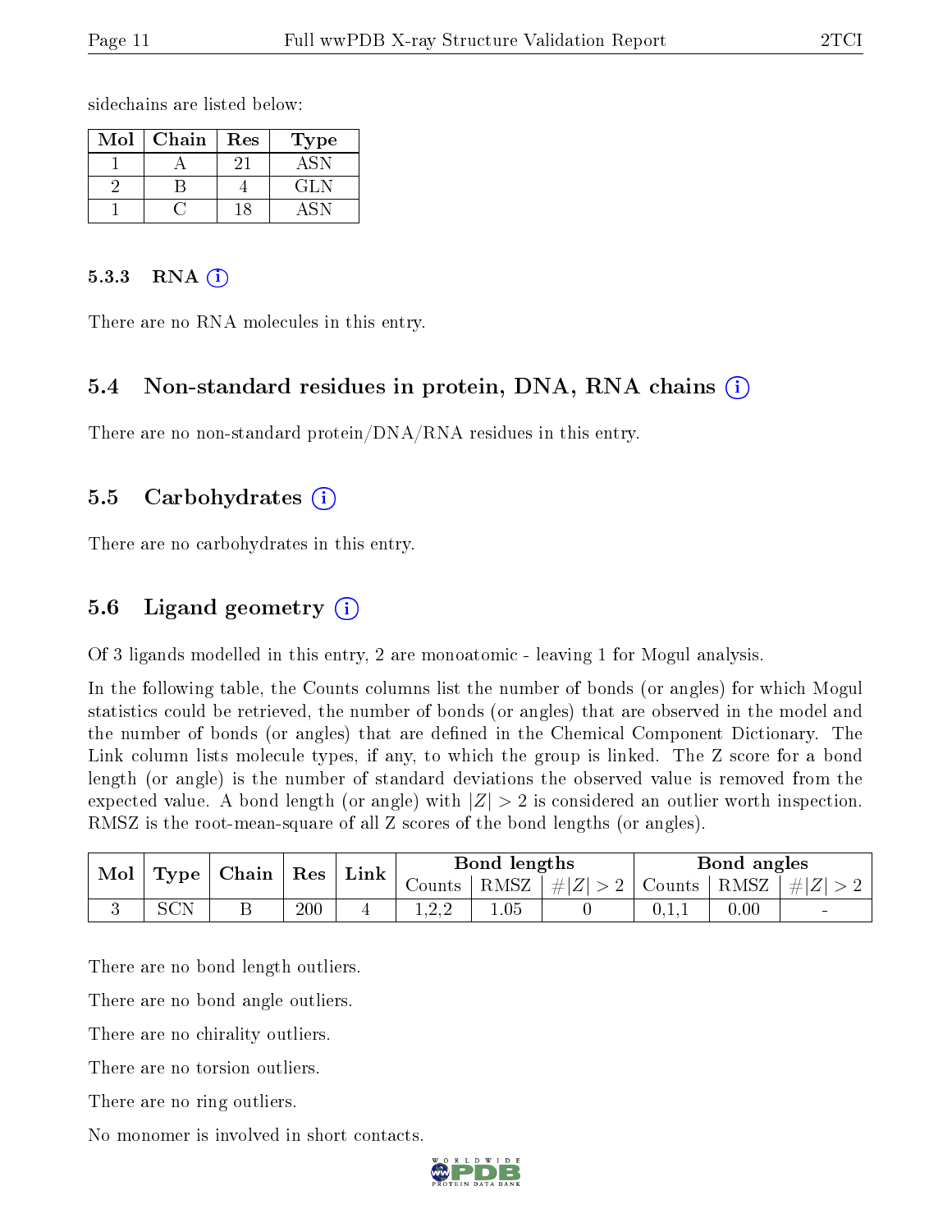sidechains are listed below:

| Mol | Chain | Res | Type |
|---|---|---|---|
| 1 | A | 21 | ASN |
| 2 | B | 4 | GLN |
| 1 | C | 18 | ASN |

#### 5.3.3 RNA

There are no RNA molecules in this entry.

### 5.4 Non-standard residues in protein, DNA, RNA chains

There are no non-standard protein/DNA/RNA residues in this entry.

### 5.5 Carbohydrates

There are no carbohydrates in this entry.

### 5.6 Ligand geometry

Of 3 ligands modelled in this entry, 2 are monoatomic - leaving 1 for Mogul analysis.

In the following table, the Counts columns list the number of bonds (or angles) for which Mogul statistics could be retrieved, the number of bonds (or angles) that are observed in the model and the number of bonds (or angles) that are defined in the Chemical Component Dictionary. The Link column lists molecule types, if any, to which the group is linked. The Z score for a bond length (or angle) is the number of standard deviations the observed value is removed from the expected value. A bond length (or angle) with $|Z| > 2$ is considered an outlier worth inspection. RMSZ is the root-mean-square of all Z scores of the bond lengths (or angles).

| Mol | Type | Chain | Res | Link | Bond lengths | | | Bond angles | | |
|---|---|---|---|---|---|---|---|---|---|---|
| | | | | | Counts | RMSZ | $\#\lvert Z\rvert > 2$ | Counts | RMSZ | $\#\lvert Z\rvert > 2$ |
| 3 | SCN | B | 200 | 4 | 1,2,2 | 1.05 | 0 | 0,1,1 | 0.00 | - |

There are no bond length outliers.

There are no bond angle outliers.

There are no chirality outliers.

There are no torsion outliers.

There are no ring outliers.

No monomer is involved in short contacts.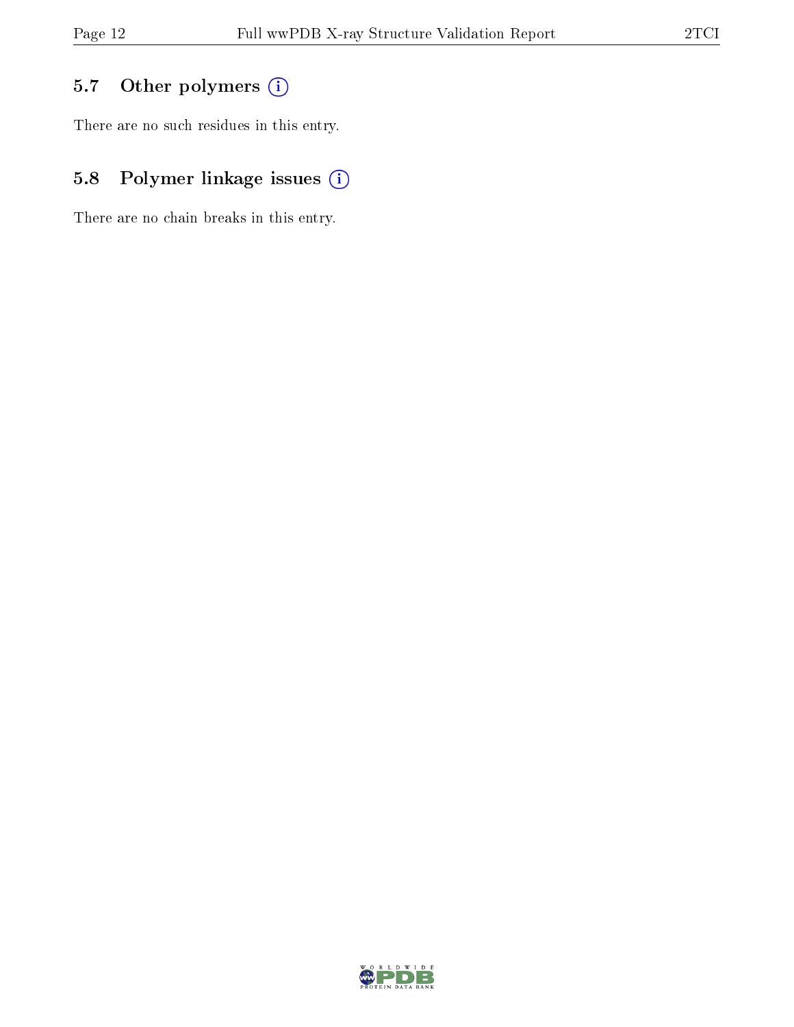### 5.7 Other polymers

There are no such residues in this entry.

### 5.8 Polymer linkage issues

There are no chain breaks in this entry.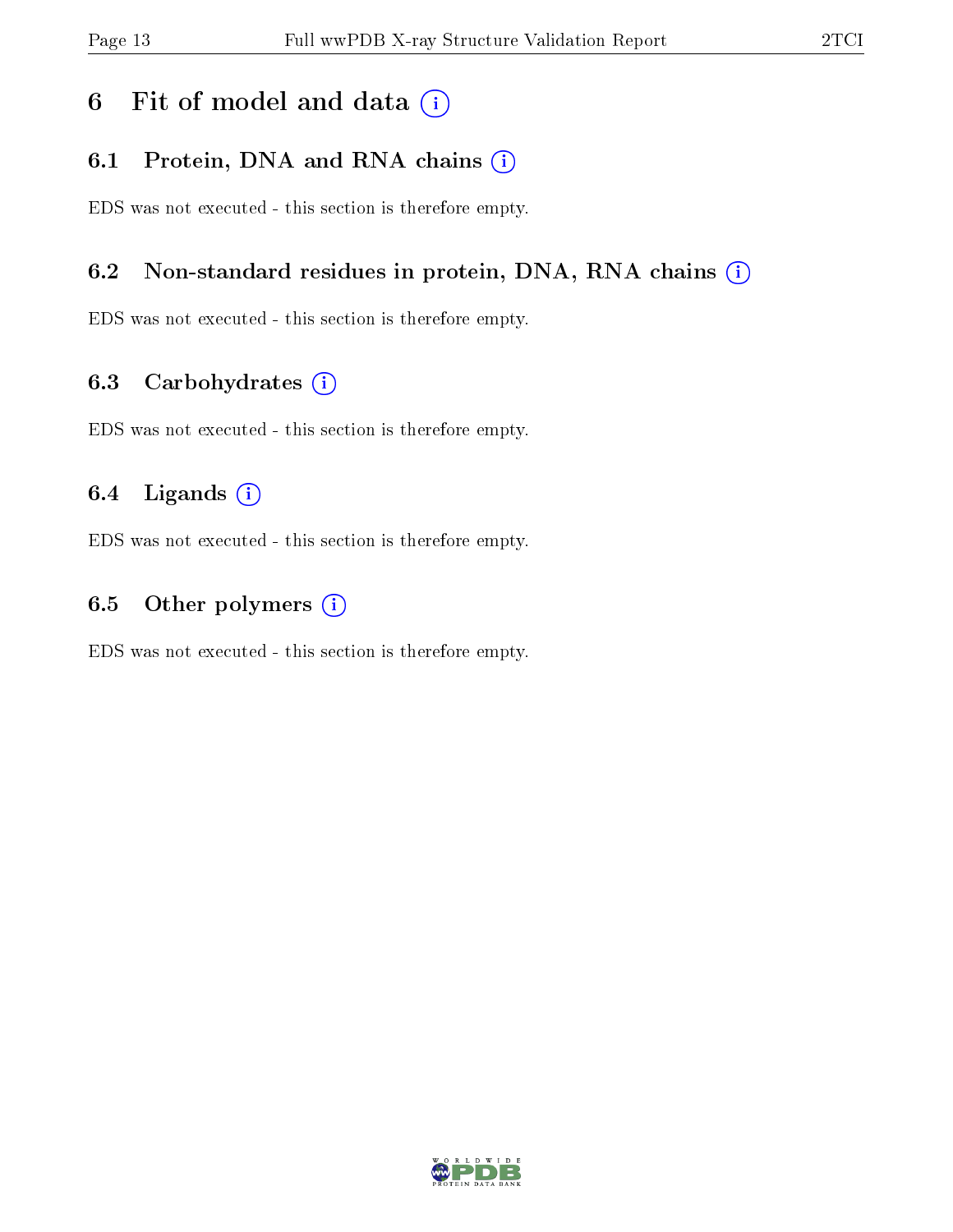# 6 Fit of model and data

## 6.1 Protein, DNA and RNA chains

EDS was not executed - this section is therefore empty.

## 6.2 Non-standard residues in protein, DNA, RNA chains

EDS was not executed - this section is therefore empty.

## 6.3 Carbohydrates

EDS was not executed - this section is therefore empty.

## 6.4 Ligands

EDS was not executed - this section is therefore empty.

## 6.5 Other polymers

EDS was not executed - this section is therefore empty.